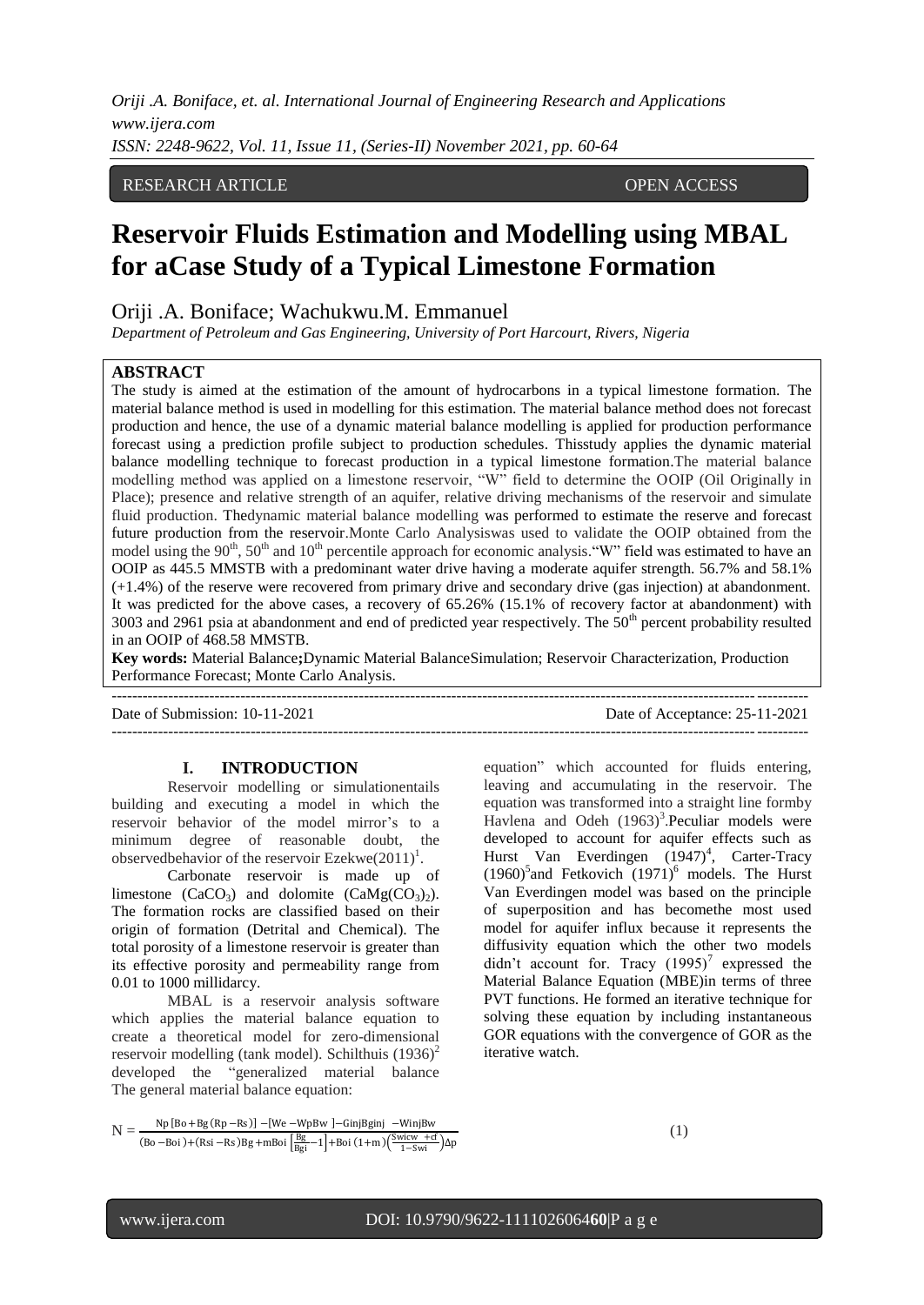RESEARCH ARTICLE OPEN ACCESS

# Reservoir Fluids Estimation and Modelling using MBAL for aCase Study of a Typical Limestone Formation

Oriji .A. Boniface; Wachukwu.M. Emmanuel

*Department of Petroleum and Gas Engineering, University of Port Harcourt, Rivers, Nigeria*

## ABSTRACT

The study is aimed at the estimation of the amount of hydrocarbons in a typical limestone formation. The material balance method is used in modelling for this estimation. The material balance method does not forecast production and hence, the use of a dynamic material balance modelling is applied for production performance forecast using a prediction profile subject to production schedules. Thisstudy applies the dynamic material balance modelling technique to forecast production in a typical limestone formation.The material balance modelling method was applied on a limestone reservoir, "W" field to determine the OOIP (Oil Originally in Place); presence and relative strength of an aquifer, relative driving mechanisms of the reservoir and simulate fluid production. Thedynamic material balance modelling was performed to estimate the reserve and forecast future production from the reservoir.Monte Carlo Analysiswas used to validate the OOIP obtained from the model using the $90^{th}$, $50^{th}$ and $10^{th}$ percentile approach for economic analysis."W" field was estimated to have an OOIP as 445.5 MMSTB with a predominant water drive having a moderate aquifer strength. 56.7% and 58.1% (+1.4%) of the reserve were recovered from primary drive and secondary drive (gas injection) at abandonment. It was predicted for the above cases, a recovery of 65.26% (15.1% of recovery factor at abandonment) with 3003 and 2961 psia at abandonment and end of predicted year respectively. The $50^{th}$ percent probability resulted in an OOIP of 468.58 MMSTB.

**Key words:** Material Balance**;**Dynamic Material BalanceSimulation; Reservoir Characterization, Production Performance Forecast; Monte Carlo Analysis.

Date of Submission: 10-11-2021 Date of Acceptance: 25-11-2021

## I. INTRODUCTION

Reservoir modelling or simulationentails building and executing a model in which the reservoir behavior of the model mirror's to a minimum degree of reasonable doubt, the observedbehavior of the reservoir Ezekwe(2011)[1].

Carbonate reservoir is made up of limestone ($CaCO_3$) and dolomite ($CaMg(CO_3)_2$). The formation rocks are classified based on their origin of formation (Detrital and Chemical). The total porosity of a limestone reservoir is greater than its effective porosity and permeability range from 0.01 to 1000 millidarcy.

MBAL is a reservoir analysis software which applies the material balance equation to create a theoretical model for zero-dimensional reservoir modelling (tank model). Schilthuis (1936)[2] developed the "generalized material balance equation" which accounted for fluids entering, leaving and accumulating in the reservoir. The equation was transformed into a straight line formby Havlena and Odeh (1963)[3].Peculiar models were developed to account for aquifer effects such as Hurst Van Everdingen (1947)[4], Carter-Tracy (1960)[5]and Fetkovich (1971)[6] models. The Hurst Van Everdingen model was based on the principle of superposition and has becomethe most used model for aquifer influx because it represents the diffusivity equation which the other two models didn't account for. Tracy (1995)[7] expressed the Material Balance Equation (MBE)in terms of three PVT functions. He formed an iterative technique for solving these equation by including instantaneous GOR equations with the convergence of GOR as the iterative watch.

The general material balance equation:

$$N = \frac{Np\,[Bo + Bg\,(Rp - Rs)] - [We - WpBw\,] - GinjBginj\; - WinjBw}{(Bo - Boi\,) + (Rsi - Rs\,)Bg + mBoi\left[\frac{Bg}{Bgi} - 1\right] + Boi\,(1 + m\,)\left(\frac{Swicw\;+ cf}{1 - Swi}\right)\Delta p} \quad (1)$$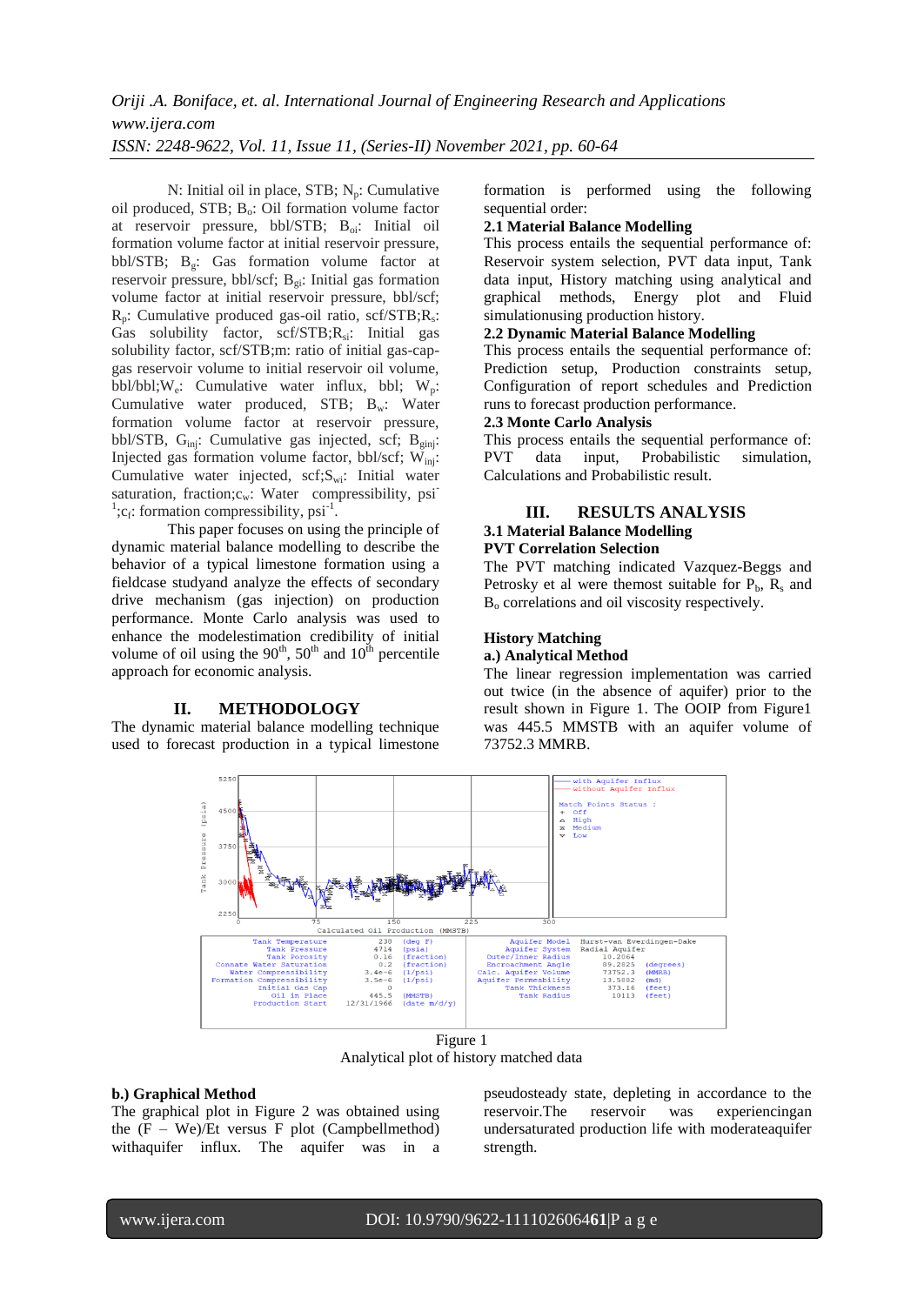N: Initial oil in place, STB; $N_p$: Cumulative oil produced, STB; $B_o$: Oil formation volume factor at reservoir pressure, bbl/STB; $B_{oi}$: Initial oil formation volume factor at initial reservoir pressure, bbl/STB; $B_g$: Gas formation volume factor at reservoir pressure, bbl/scf; $B_{gi}$: Initial gas formation volume factor at initial reservoir pressure, bbl/scf; $R_p$: Cumulative produced gas-oil ratio, scf/STB;$R_s$: Gas solubility factor, scf/STB;$R_{si}$: Initial gas solubility factor, scf/STB;m: ratio of initial gas-cap-gas reservoir volume to initial reservoir oil volume, bbl/bbl;$W_e$: Cumulative water influx, bbl; $W_p$: Cumulative water produced, STB; $B_w$: Water formation volume factor, bbl/STB, $G_{inj}$: Cumulative gas injected, scf; $B_{ginj}$: Injected gas formation volume factor, bbl/scf; $W_{inj}$: Cumulative water injected, scf;$S_{wi}$: Initial water saturation, fraction;$c_w$: Water compressibility, $psi^{-1}$;$c_f$: formation compressibility, $psi^{-1}$.

This paper focuses on using the principle of dynamic material balance modelling to describe the behavior of a typical limestone formation using a fieldcase studyand analyze the effects of secondary drive mechanism (gas injection) on production performance. Monte Carlo analysis was used to enhance the modelestimation credibility of initial volume of oil using the 90th, 50th and 10th percentile approach for economic analysis.

## II. METHODOLOGY

The dynamic material balance modelling technique used to forecast production in a typical limestone formation is performed using the following sequential order:

### 2.1 Material Balance Modelling

This process entails the sequential performance of: Reservoir system selection, PVT data input, Tank data input, History matching using analytical and graphical methods, Energy plot and Fluid simulationusing production history.

### 2.2 Dynamic Material Balance Modelling

This process entails the sequential performance of: Prediction setup, Production constraints setup, Configuration of report schedules and Prediction runs to forecast production performance.

### 2.3 Monte Carlo Analysis

This process entails the sequential performance of: PVT data input, Probabilistic simulation, Calculations and Probabilistic result.

## III. RESULTS ANALYSIS

### 3.1 Material Balance Modelling

**PVT Correlation Selection**

The PVT matching indicated Vazquez-Beggs and Petrosky et al were themost suitable for $P_b$, $R_s$ and $B_o$ correlations and oil viscosity respectively.

**History Matching**

**a.) Analytical Method**

The linear regression implementation was carried out twice (in the absence of aquifer) prior to the result shown in Figure 1. The OOIP from Figure1 was 445.5 MMSTB with an aquifer volume of 73752.3 MMRB.

Figure 1
Analytical plot of history matched data

**b.) Graphical Method**

The graphical plot in Figure 2 was obtained using the (F – We)/Et versus F plot (Campbellmethod) withaquifer influx. The aquifer was in a pseudosteady state, depleting in accordance to the reservoir.The reservoir was experiencingan undersaturated production life with moderateaquifer strength.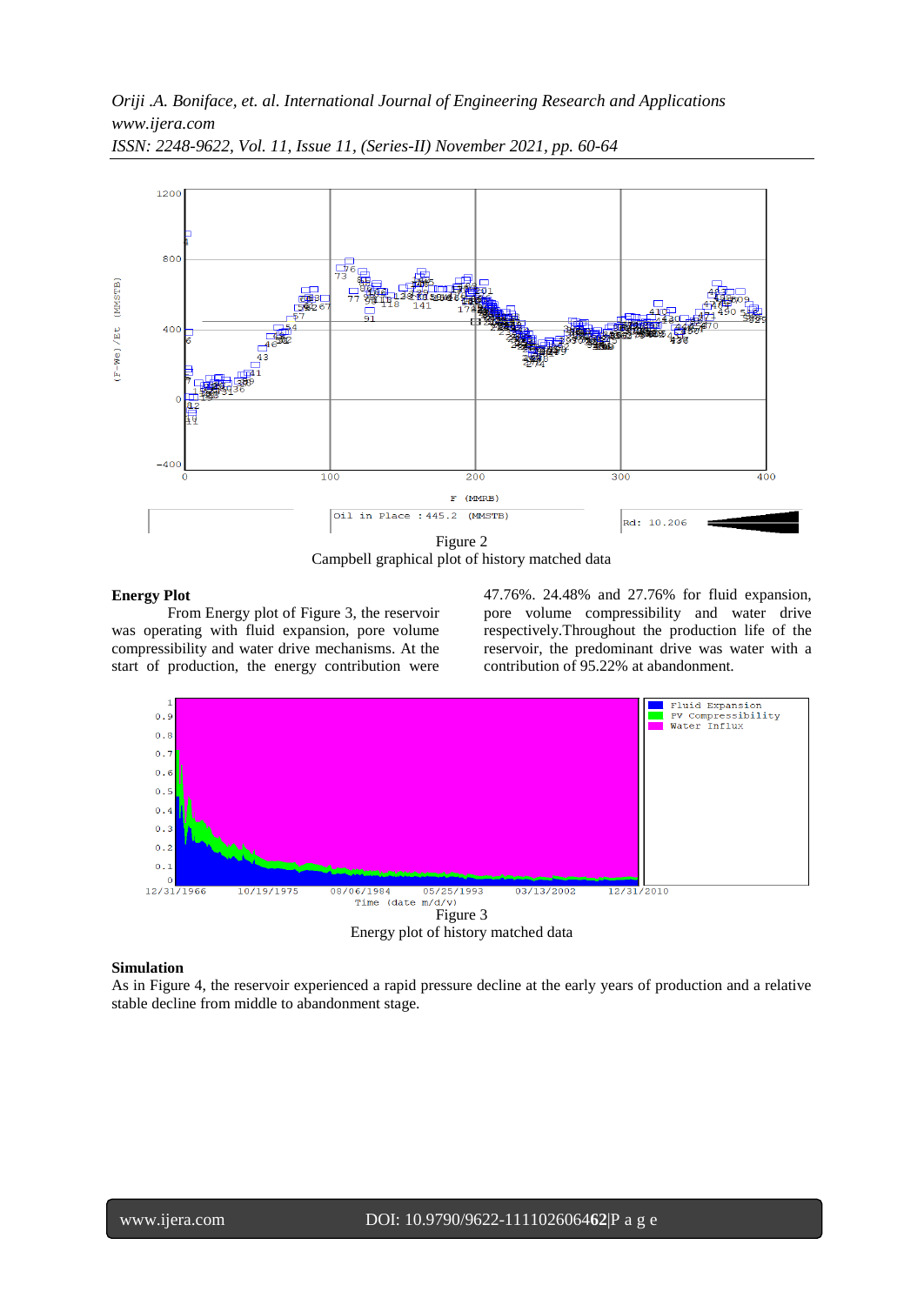Figure 2

Campbell graphical plot of history matched data

**Energy Plot**

From Energy plot of Figure 3, the reservoir was operating with fluid expansion, pore volume compressibility and water drive mechanisms. At the start of production, the energy contribution were 47.76%. 24.48% and 27.76% for fluid expansion, pore volume compressibility and water drive respectively.Throughout the production life of the reservoir, the predominant drive was water with a contribution of 95.22% at abandonment.

Figure 3

Energy plot of history matched data

**Simulation**

As in Figure 4, the reservoir experienced a rapid pressure decline at the early years of production and a relative stable decline from middle to abandonment stage.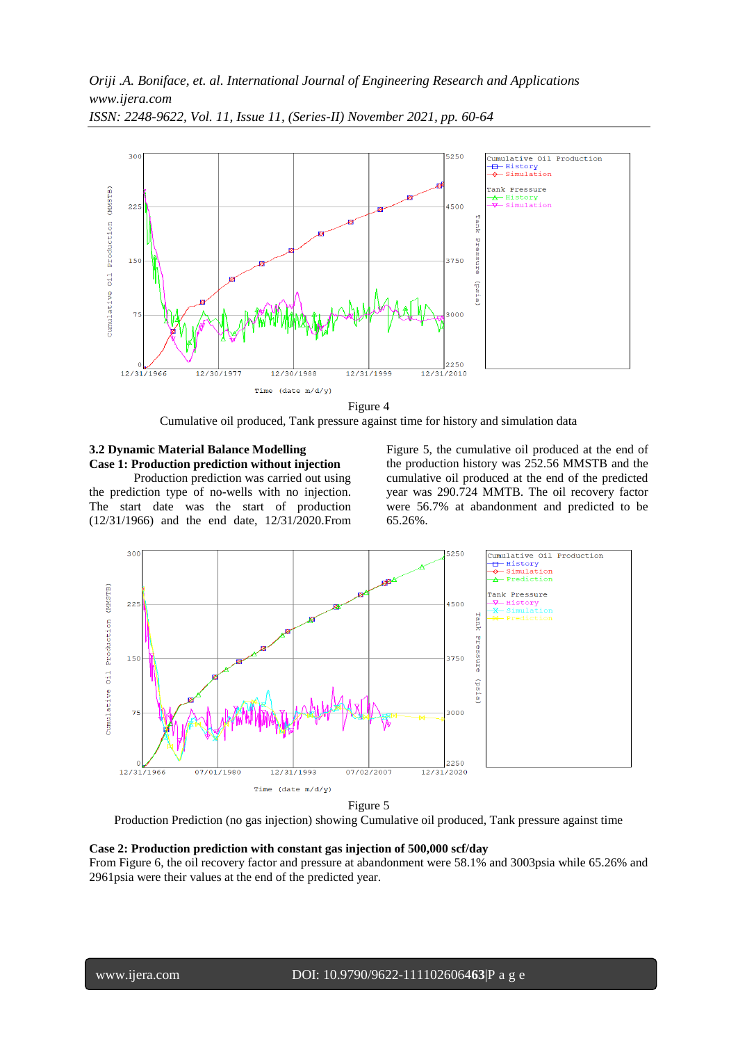Figure 4

Cumulative oil produced, Tank pressure against time for history and simulation data

### 3.2 Dynamic Material Balance Modelling

**Case 1: Production prediction without injection**

Production prediction was carried out using the prediction type of no-wells with no injection. The start date was the start of production (12/31/1966) and the end date, 12/31/2020.From Figure 5, the cumulative oil produced at the end of the production history was 252.56 MMSTB and the cumulative oil produced at the end of the predicted year was 290.724 MMTB. The oil recovery factor were 56.7% at abandonment and predicted to be 65.26%.

Figure 5

Production Prediction (no gas injection) showing Cumulative oil produced, Tank pressure against time

**Case 2: Production prediction with constant gas injection of 500,000 scf/day**

From Figure 6, the oil recovery factor and pressure at abandonment were 58.1% and 3003psia while 65.26% and 2961psia were their values at the end of the predicted year.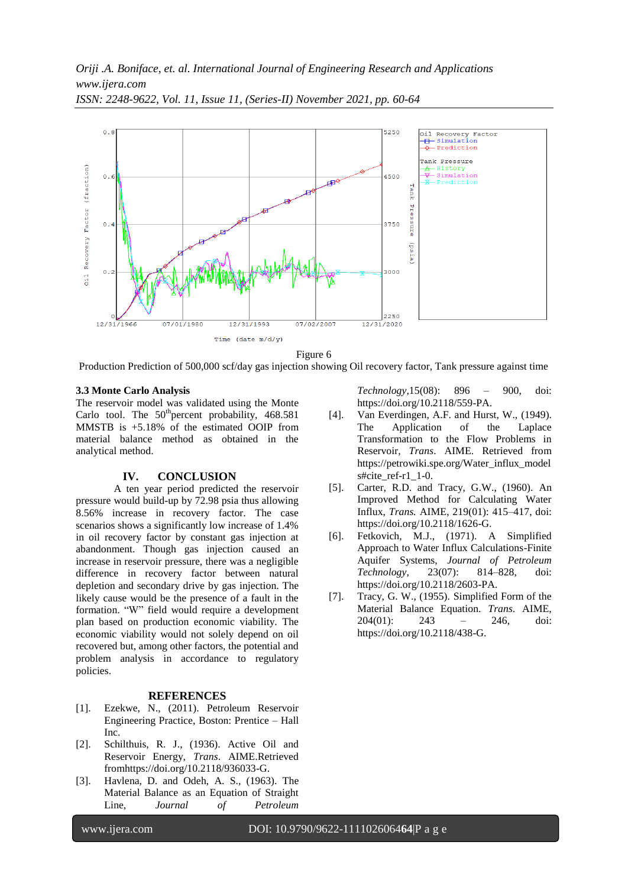0.8
0.6
0.4
0.2
0
12/31/1966
07/01/1980
12/31/1993
07/02/2007
12/31/2020
Oil Recovery Factor (fraction)
5250
4500
3750
3000
2250
Tank Pressure (psia)
Time (date m/d/y)
Oil Recovery Factor
Simulation
Prediction
Tank Pressure
History
Simulation
Prediction

Figure 6

Production Prediction of 500,000 scf/day gas injection showing Oil recovery factor, Tank pressure against time

### 3.3 Monte Carlo Analysis

The reservoir model was validated using the Monte Carlo tool. The 50thpercent probability, 468.581 MMSTB is +5.18% of the estimated OOIP from material balance method as obtained in the analytical method.

## IV. CONCLUSION

A ten year period predicted the reservoir pressure would build-up by 72.98 psia thus allowing 8.56% increase in recovery factor. The case scenarios shows a significantly low increase of 1.4% in oil recovery factor by constant gas injection at abandonment. Though gas injection caused an increase in reservoir pressure, there was a negligible difference in recovery factor between natural depletion and secondary drive by gas injection. The likely cause would be the presence of a fault in the formation. "W" field would require a development plan based on production economic viability. The economic viability would not solely depend on oil recovered but, among other factors, the potential and problem analysis in accordance to regulatory policies.

## REFERENCES

[1]. Ezekwe, N., (2011). Petroleum Reservoir Engineering Practice, Boston: Prentice – Hall Inc.

[2]. Schilthuis, R. J., (1936). Active Oil and Reservoir Energy, *Trans*. AIME.Retrieved fromhttps://doi.org/10.2118/936033-G.

[3]. Havlena, D. and Odeh, A. S., (1963). The Material Balance as an Equation of Straight Line, *Journal of Petroleum Technology*,15(08): 896 – 900, doi: https://doi.org/10.2118/559-PA.

[4]. Van Everdingen, A.F. and Hurst, W., (1949). The Application of the Laplace Transformation to the Flow Problems in Reservoir, *Trans*. AIME. Retrieved from https://petrowiki.spe.org/Water_influx_models#cite_ref-r1_1-0.

[5]. Carter, R.D. and Tracy, G.W., (1960). An Improved Method for Calculating Water Influx, *Trans.* AIME, 219(01): 415–417, doi: https://doi.org/10.2118/1626-G.

[6]. Fetkovich, M.J., (1971). A Simplified Approach to Water Influx Calculations-Finite Aquifer Systems, *Journal of Petroleum Technology*, 23(07): 814–828, doi: https://doi.org/10.2118/2603-PA.

[7]. Tracy, G. W., (1955). Simplified Form of the Material Balance Equation. *Trans*. AIME, 204(01): 243 – 246, doi: https://doi.org/10.2118/438-G.